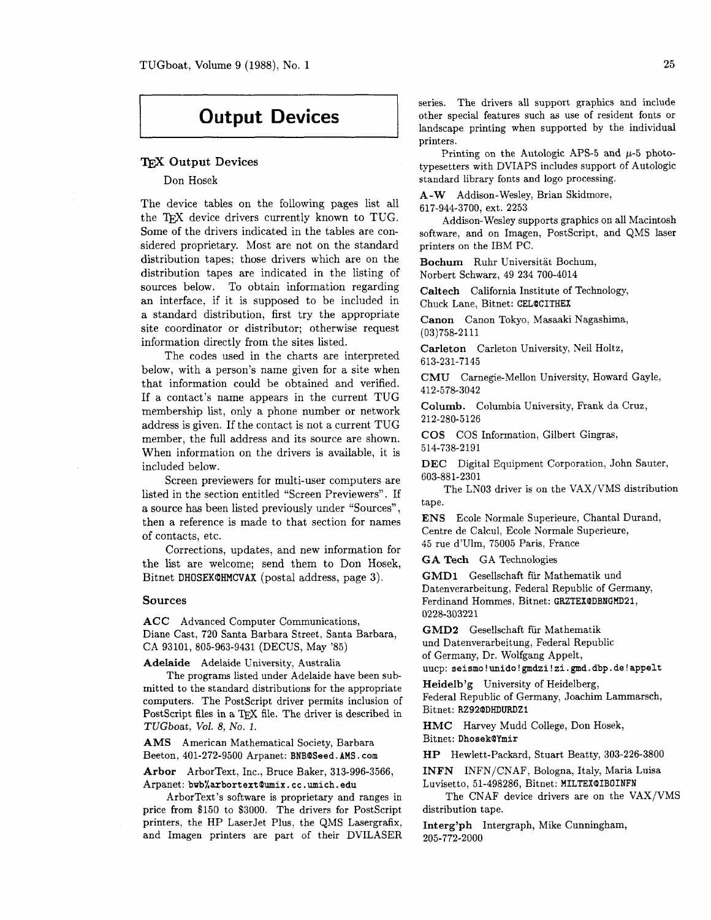# Output Devices

## TeX Output Devices

Don Hosek

The device tables on the following pages list all the TeX device drivers currently known to TUG. Some of the drivers indicated in the tables are considered proprietary. Most are not on the standard distribution tapes; those drivers which are on the distribution tapes are indicated in the listing of sources below. To obtain information regarding an interface, if it is supposed to be included in a standard distribution, first try the appropriate site coordinator or distributor; otherwise request information directly from the sites listed.

The codes used in the charts are interpreted below, with a person's name given for a site when that information could be obtained and verified. If a contact's name appears in the current TUG membership list, only a phone number or network address is given. If the contact is not a current TUG member, the full address and its source are shown. When information on the drivers is available, it is included below.

Screen previewers for multi-user computers are listed in the section entitled "Screen Previewers". If a source has been listed previously under "Sources", then a reference is made to that section for names of contacts, etc.

Corrections, updates, and new information for the list are welcome; send them to Don Hosek, Bitnet `DHOSEK@HMCVAX` (postal address, page 3).

### Sources

**ACC** Advanced Computer Communications, Diane Cast, 720 Santa Barbara Street, Santa Barbara, CA 93101, 805-963-9431 (DECUS, May '85)

**Adelaide** Adelaide University, Australia

The programs listed under Adelaide have been submitted to the standard distributions for the appropriate computers. The PostScript driver permits inclusion of PostScript files in a TeX file. The driver is described in *TUGboat, Vol. 8, No. 1.*

**AMS** American Mathematical Society, Barbara Beeton, 401-272-9500 Arpanet: `BNB@Seed.AMS.com`

**Arbor** ArborText, Inc., Bruce Baker, 313-996-3566, Arpanet: `bwb%arbortext@umix.cc.umich.edu`

ArborText's software is proprietary and ranges in price from $150 to $3000. The drivers for PostScript printers, the HP LaserJet Plus, the QMS Lasergrafix, and Imagen printers are part of their DVILASER series. The drivers all support graphics and include other special features such as use of resident fonts or landscape printing when supported by the individual printers.

Printing on the Autologic APS-5 and $\mu$-5 phototypesetters with DVIAPS includes support of Autologic standard library fonts and logo processing.

**A-W** Addison-Wesley, Brian Skidmore, 617-944-3700, ext. 2253

Addison-Wesley supports graphics on all Macintosh software, and on Imagen, PostScript, and QMS laser printers on the IBM PC.

**Bochum** Ruhr Universität Bochum, Norbert Schwarz, 49 234 700-4014

**Caltech** California Institute of Technology, Chuck Lane, Bitnet: `CEL@CITHEX`

**Canon** Canon Tokyo, Masaaki Nagashima, (03)758-2111

**Carleton** Carleton University, Neil Holtz, 613-231-7145

**CMU** Carnegie-Mellon University, Howard Gayle, 412-578-3042

**Columb.** Columbia University, Frank da Cruz, 212-280-5126

**COS** COS Information, Gilbert Gingras, 514-738-2191

**DEC** Digital Equipment Corporation, John Sauter, 603-881-2301

The LN03 driver is on the VAX/VMS distribution tape.

**ENS** Ecole Normale Superieure, Chantal Durand, Centre de Calcul, Ecole Normale Superieure, 45 rue d'Ulm, 75005 Paris, France

**GA Tech** GA Technologies

**GMD1** Gesellschaft für Mathematik und Datenverarbeitung, Federal Republic of Germany, Ferdinand Hommes, Bitnet: `GRZTEX@DBNGMD21`, 0228-303221

**GMD2** Gesellschaft für Mathematik und Datenverarbeitung, Federal Republic of Germany, Dr. Wolfgang Appelt, uucp: `seismo!unido!gmdzi!zi.gmd.dbp.de!appelt`

**Heidelb'g** University of Heidelberg, Federal Republic of Germany, Joachim Lammarsch, Bitnet: `RZ92@DHDURDZ1`

**HMC** Harvey Mudd College, Don Hosek, Bitnet: `Dhosek@Ymir`

**HP** Hewlett-Packard, Stuart Beatty, 303-226-3800

**INFN** INFN/CNAF, Bologna, Italy, Maria Luisa Luvisetto, 51-498286, Bitnet: `MILTEX@IBOINFN`

The CNAF device drivers are on the VAX/VMS distribution tape.

**Interg'ph** Intergraph, Mike Cunningham, 205-772-2000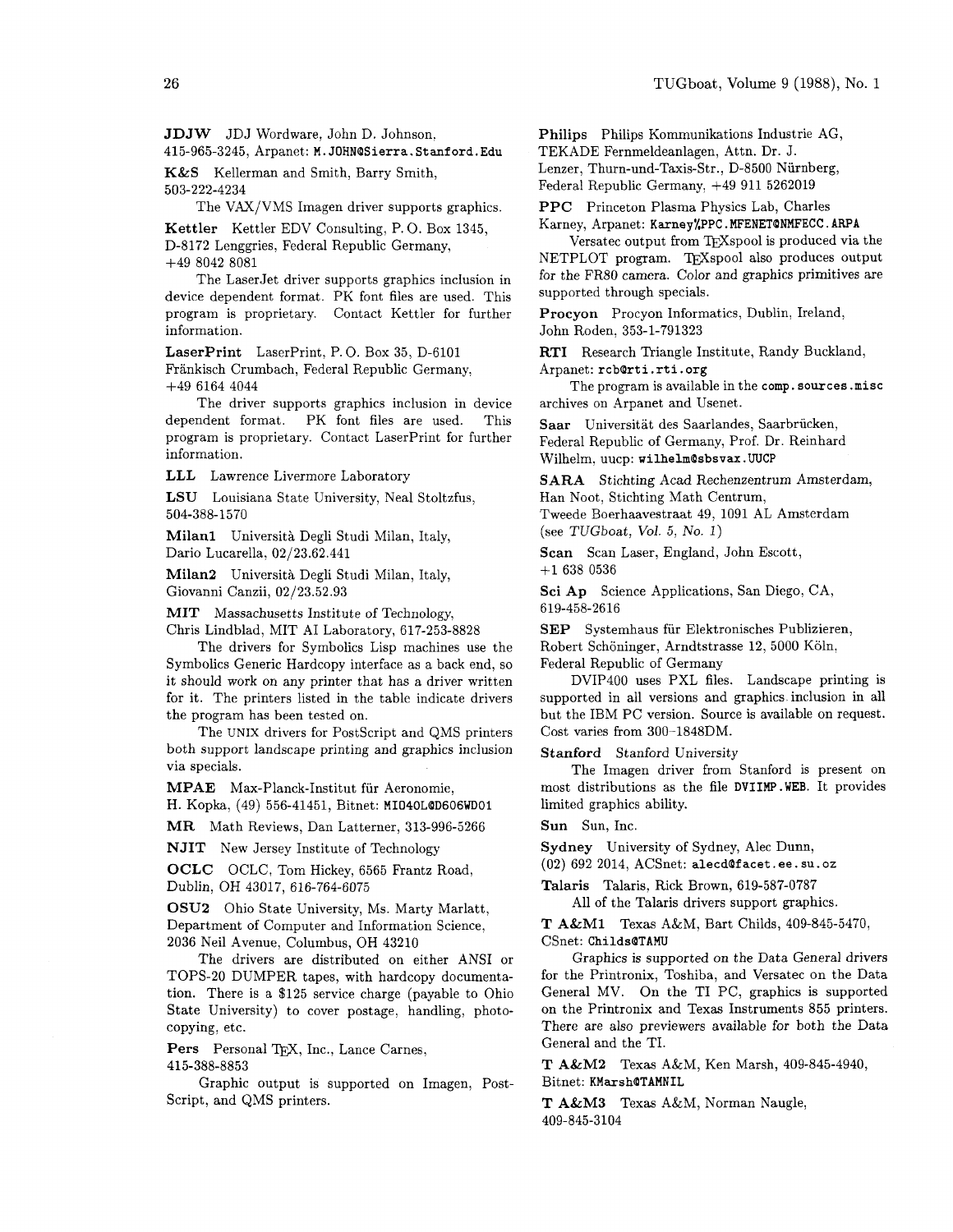**JDJW** JDJ Wordware, John D. Johnson, 415-965-3245, Arpanet: `M.JOHN@Sierra.Stanford.Edu`

**K&S** Kellerman and Smith, Barry Smith, 503-222-4234

The VAX/VMS Imagen driver supports graphics.

**Kettler** Kettler EDV Consulting, P.O. Box 1345, D-8172 Lenggries, Federal Republic Germany, +49 8042 8081

The LaserJet driver supports graphics inclusion in device dependent format. PK font files are used. This program is proprietary. Contact Kettler for further information.

**LaserPrint** LaserPrint, P.O. Box 35, D-6101 Fränkisch Crumbach, Federal Republic Germany, +49 6164 4044

The driver supports graphics inclusion in device dependent format. PK font files are used. This program is proprietary. Contact LaserPrint for further information.

**LLL** Lawrence Livermore Laboratory

**LSU** Louisiana State University, Neal Stoltzfus, 504-388-1570

**Milan1** Università Degli Studi Milan, Italy, Dario Lucarella, 02/23.62.441

**Milan2** Università Degli Studi Milan, Italy, Giovanni Canzii, 02/23.52.93

**MIT** Massachusetts Institute of Technology, Chris Lindblad, MIT AI Laboratory, 617-253-8828

The drivers for Symbolics Lisp machines use the Symbolics Generic Hardcopy interface as a back end, so it should work on any printer that has a driver written for it. The printers listed in the table indicate drivers the program has been tested on.

The UNIX drivers for PostScript and QMS printers both support landscape printing and graphics inclusion via specials.

**MPAE** Max-Planck-Institut für Aeronomie, H. Kopka, (49) 556-41451, Bitnet: `MIO40L@D606WD01`

**MR** Math Reviews, Dan Latterner, 313-996-5266

**NJIT** New Jersey Institute of Technology

**OCLC** OCLC, Tom Hickey, 6565 Frantz Road, Dublin, OH 43017, 616-764-6075

**OSU2** Ohio State University, Ms. Marty Marlatt, Department of Computer and Information Science, 2036 Neil Avenue, Columbus, OH 43210

The drivers are distributed on either ANSI or TOPS-20 DUMPER tapes, with hardcopy documentation. There is a $125 service charge (payable to Ohio State University) to cover postage, handling, photocopying, etc.

**Pers** Personal TeX, Inc., Lance Carnes, 415-388-8853

Graphic output is supported on Imagen, PostScript, and QMS printers.

**Philips** Philips Kommunikations Industrie AG, TEKADE Fernmeldeanlagen, Attn. Dr. J. Lenzer, Thurn-und-Taxis-Str., D-8500 Nürnberg, Federal Republic Germany, +49 911 5262019

**PPC** Princeton Plasma Physics Lab, Charles Karney, Arpanet: `Karney%PPC.MFENET@NMFECC.ARPA`

Versatec output from TeXspool is produced via the NETPLOT program. TeXspool also produces output for the FR80 camera. Color and graphics primitives are supported through specials.

**Procyon** Procyon Informatics, Dublin, Ireland, John Roden, 353-1-791323

**RTI** Research Triangle Institute, Randy Buckland, Arpanet: `rcb@rti.rti.org`

The program is available in the `comp.sources.misc` archives on Arpanet and Usenet.

**Saar** Universität des Saarlandes, Saarbrücken, Federal Republic of Germany, Prof. Dr. Reinhard Wilhelm, uucp: `wilhelm@sbsvax.UUCP`

**SARA** Stichting Acad Rechenzentrum Amsterdam, Han Noot, Stichting Math Centrum, Tweede Boerhaavestraat 49, 1091 AL Amsterdam (see *TUGboat, Vol. 5, No. 1*)

**Scan** Scan Laser, England, John Escott, +1 638 0536

**Sci Ap** Science Applications, San Diego, CA, 619-458-2616

**SEP** Systemhaus für Elektronisches Publizieren, Robert Schöninger, Arndtstrasse 12, 5000 Köln, Federal Republic of Germany

DVIP400 uses PXL files. Landscape printing is supported in all versions and graphics inclusion in all but the IBM PC version. Source is available on request. Cost varies from 300–1848DM.

**Stanford** Stanford University

The Imagen driver from Stanford is present on most distributions as the file `DVIIMP.WEB`. It provides limited graphics ability.

**Sun** Sun, Inc.

**Sydney** University of Sydney, Alec Dunn, (02) 692 2014, ACSnet: `alecd@facet.ee.su.oz`

**Talaris** Talaris, Rick Brown, 619-587-0787

All of the Talaris drivers support graphics.

**T A&M1** Texas A&M, Bart Childs, 409-845-5470, CSnet: `Childs@TAMU`

Graphics is supported on the Data General drivers for the Printronix, Toshiba, and Versatec on the Data General MV. On the TI PC, graphics is supported on the Printronix and Texas Instruments 855 printers. There are also previewers available for both the Data General and the TI.

**T A&M2** Texas A&M, Ken Marsh, 409-845-4940, Bitnet: `KMarsh@TAMNIL`

**T A&M3** Texas A&M, Norman Naugle, 409-845-3104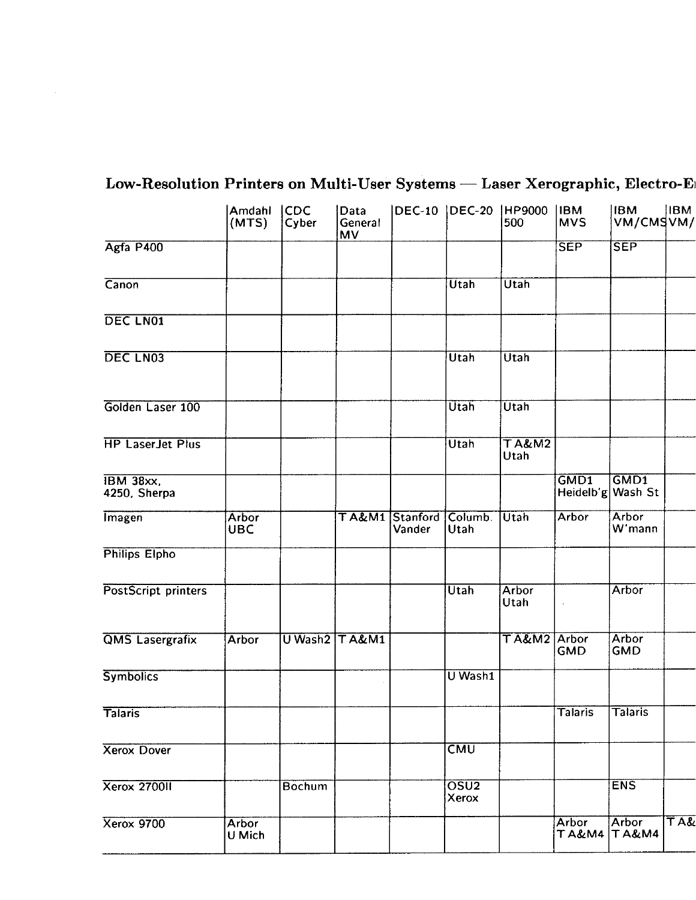## Low-Resolution Printers on Multi-User Systems — Laser Xerographic, Electro-E

| | Amdahl (MTS) | CDC Cyber | Data General MV | DEC-10 | DEC-20 | HP9000 500 | IBM MVS | IBM VM/CMS | IBM VM/ |
|---|---|---|---|---|---|---|---|---|---|
| Agfa P400 | | | | | | | SEP | SEP | |
| Canon | | | | | Utah | Utah | | | |
| DEC LN01 | | | | | | | | | |
| DEC LN03 | | | | | Utah | Utah | | | |
| Golden Laser 100 | | | | | Utah | Utah | | | |
| HP LaserJet Plus | | | | | Utah | T A&M2 Utah | | | |
| IBM 38xx, 4250, Sherpa | | | | | | | GMD1 Heidelb'g | GMD1 Wash St | |
| Imagen | Arbor UBC | | T A&M1 | Stanford Vander | Columb. Utah | Utah | Arbor | Arbor W'mann | |
| Philips Elpho | | | | | | | | | |
| PostScript printers | | | | | Utah | Arbor Utah | | Arbor | |
| QMS Lasergrafix | Arbor | U Wash2 | T A&M1 | | | T A&M2 | Arbor GMD | Arbor GMD | |
| Symbolics | | | | | U Wash1 | | | | |
| Talaris | | | | | | | Talaris | Talaris | |
| Xerox Dover | | | | | CMU | | | | |
| Xerox 2700II | | Bochum | | | OSU2 Xerox | | | ENS | |
| Xerox 9700 | Arbor U Mich | | | | | | Arbor T A&M4 | Arbor T A&M4 | T A& |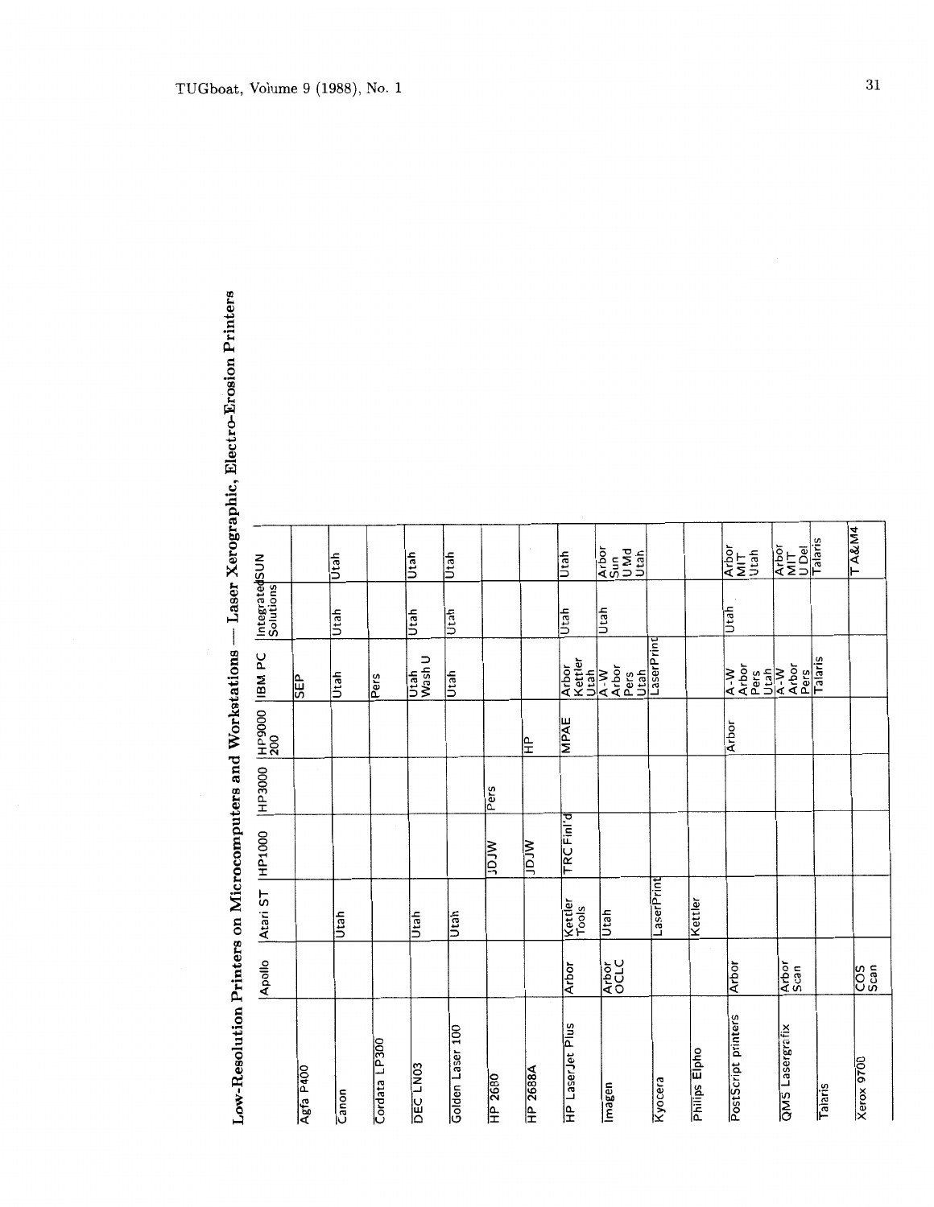## Low-Resolution Printers on Microcomputers and Workstations — Laser Xerographic, Electro-Erosion Printers

| | Apollo | Atari ST | HP1000 | HP3000 | HP9000 200 | IBM PC | Integrated Solutions | SUN |
|---|---|---|---|---|---|---|---|---|
| Agfa P400 | | | | | | SEP | | |
| Canon | | Utah | | | | Utah | Utah | Utah |
| Cordata LP300 | | | | | | Pers | | |
| DEC LN03 | | Utah | | | | Utah Wash U | Utah | Utah |
| Golden Laser 100 | | Utah | | | | Utah | Utah | Utah |
| HP 2680 | | | JDJW | Pers | | | | |
| HP 2688A | | | JDJW | | HP | | | |
| HP LaserJet Plus | Arbor | Kettler Tools | TRC Finl'd | | MPAE | Arbor Kettler Utah | Utah | Utah |
| Imagen | Arbor OCLC | Utah | | | | A-W Arbor Pers Utah | Utah | Arbor Sun U Md Utah |
| Kyocera | | LaserPrint | | | | LaserPrint | | |
| Philips Elpho | | Kettler | | | | | | |
| PostScript printers | Arbor | | | | Arbor | A-W Arbor Pers Utah | Utah | Arbor MIT Utah |
| QMS Lasergrafix | Arbor Scan | | | | | A-W Arbor Pers | | Arbor MIT U Del |
| Talaris | | | | | | Talaris | | Talaris |
| Xerox 9700 | COS Scan | | | | | | | T A&M4 |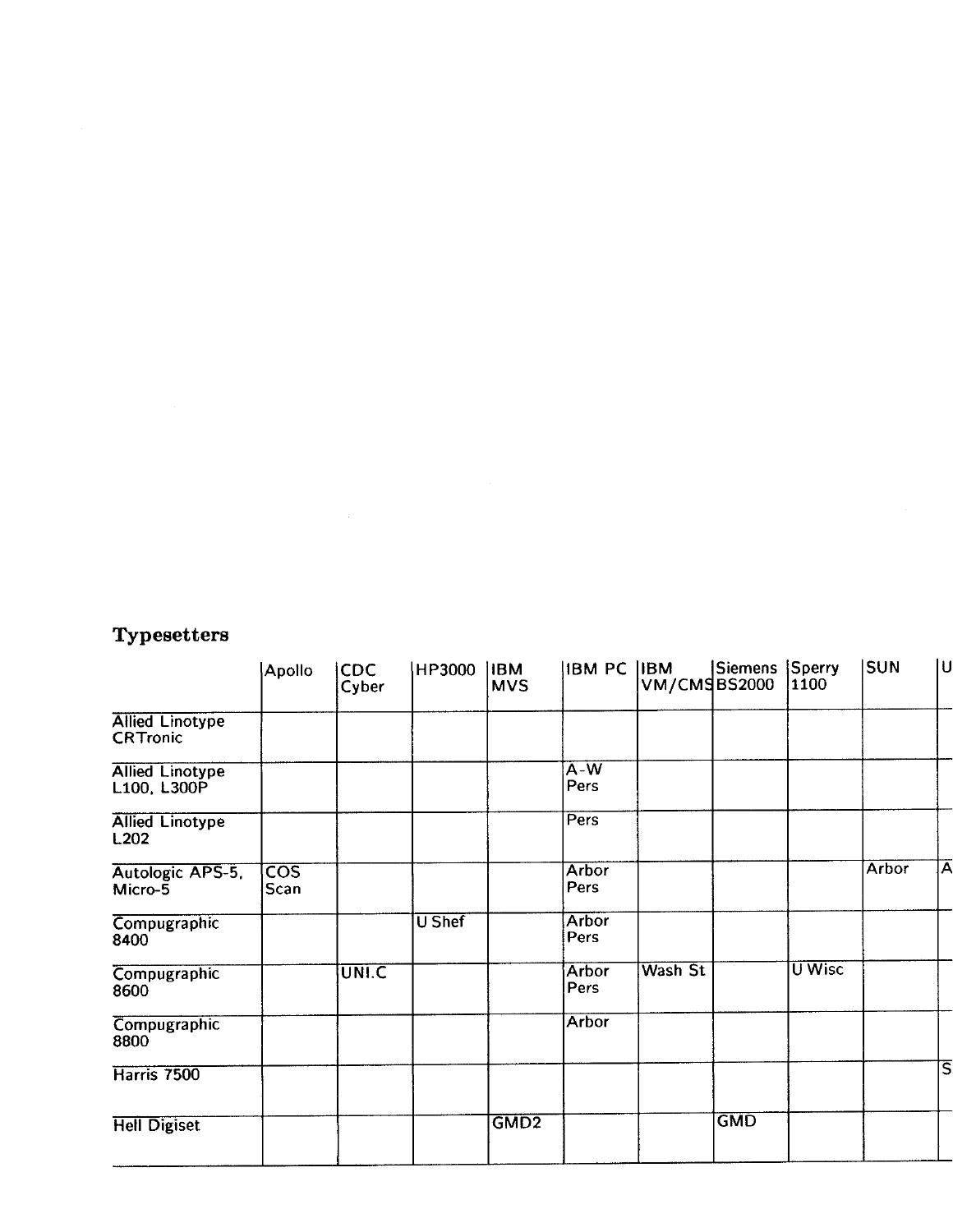## Typesetters

| | Apollo | CDC Cyber | HP3000 | IBM MVS | IBM PC | IBM VM/CMS | Siemens BS2000 | Sperry 1100 | SUN | U |
|---|---|---|---|---|---|---|---|---|---|---|
| Allied Linotype CRTronic | | | | | | | | | | |
| Allied Linotype L100, L300P | | | | | A-W Pers | | | | | |
| Allied Linotype L202 | | | | | Pers | | | | | |
| Autologic APS-5, Micro-5 | COS Scan | | | | Arbor Pers | | | | Arbor | A |
| Compugraphic 8400 | | | U Shef | | Arbor Pers | | | | | |
| Compugraphic 8600 | | UNI.C | | | Arbor Pers | Wash St | | U Wisc | | |
| Compugraphic 8800 | | | | | Arbor | | | | | |
| Harris 7500 | | | | | | | | | | S |
| Hell Digiset | | | | GMD2 | | | GMD | | | |